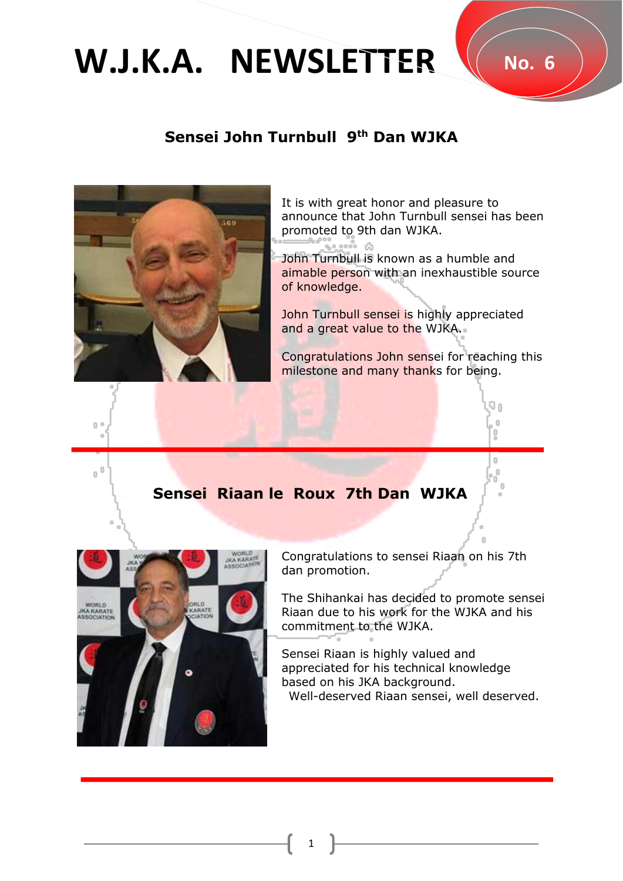# W.J.K.A. NEWSLETTER

No. 6

## Sensei John Turnbull 9th Dan WJKA

It is with great honor and pleasure to announce that John Turnbull sensei has been promoted to 9th dan WJKA.

John Turnbull is known as a humble and aimable person with an inexhaustible source of knowledge.

John Turnbull sensei is highly appreciated and a great value to the WJKA.

Congratulations John sensei for reaching this milestone and many thanks for being.

---

## Sensei Riaan le Roux 7th Dan WJKA

Congratulations to sensei Riaan on his 7th dan promotion.

The Shihankai has decided to promote sensei Riaan due to his work for the WJKA and his commitment to the WJKA.

Sensei Riaan is highly valued and appreciated for his technical knowledge based on his JKA background.
Well-deserved Riaan sensei, well deserved.

---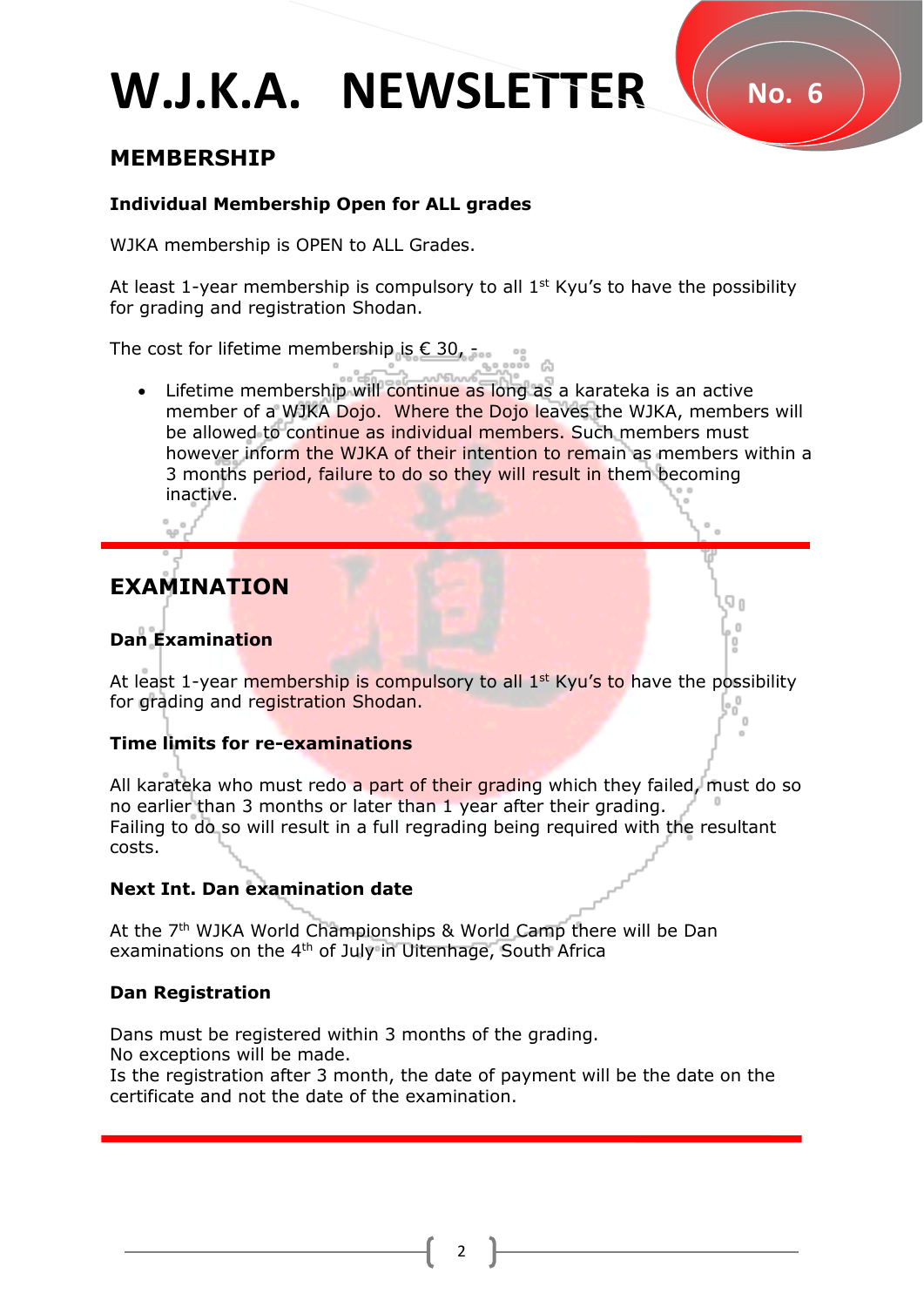# W.J.K.A. NEWSLETTER

No. 6

## MEMBERSHIP

### Individual Membership Open for ALL grades

WJKA membership is OPEN to ALL Grades.

At least 1-year membership is compulsory to all 1st Kyu's to have the possibility for grading and registration Shodan.

The cost for lifetime membership is € 30, -

- Lifetime membership will continue as long as a karateka is an active member of a WJKA Dojo. Where the Dojo leaves the WJKA, members will be allowed to continue as individual members. Such members must however inform the WJKA of their intention to remain as members within a 3 months period, failure to do so they will result in them becoming inactive.

---

## EXAMINATION

### Dan Examination

At least 1-year membership is compulsory to all 1st Kyu's to have the possibility for grading and registration Shodan.

### Time limits for re-examinations

All karateka who must redo a part of their grading which they failed, must do so no earlier than 3 months or later than 1 year after their grading.
Failing to do so will result in a full regrading being required with the resultant costs.

### Next Int. Dan examination date

At the 7th WJKA World Championships & World Camp there will be Dan examinations on the 4th of July in Uitenhage, South Africa

### Dan Registration

Dans must be registered within 3 months of the grading.
No exceptions will be made.
Is the registration after 3 month, the date of payment will be the date on the certificate and not the date of the examination.

---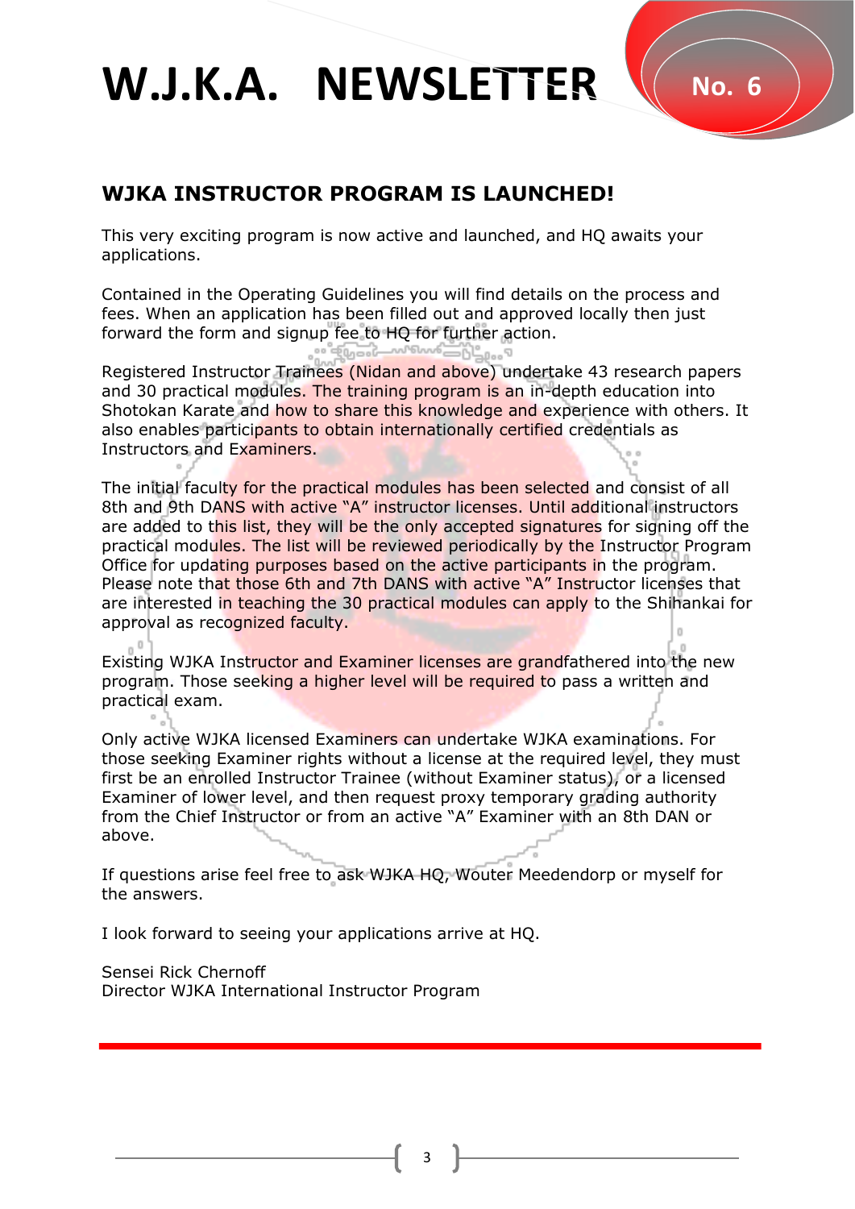# W.J.K.A. NEWSLETTER

No. 6

## WJKA INSTRUCTOR PROGRAM IS LAUNCHED!

This very exciting program is now active and launched, and HQ awaits your applications.

Contained in the Operating Guidelines you will find details on the process and fees. When an application has been filled out and approved locally then just forward the form and signup fee to HQ for further action.

Registered Instructor Trainees (Nidan and above) undertake 43 research papers and 30 practical modules. The training program is an in-depth education into Shotokan Karate and how to share this knowledge and experience with others. It also enables participants to obtain internationally certified credentials as Instructors and Examiners.

The initial faculty for the practical modules has been selected and consist of all 8th and 9th DANS with active "A" instructor licenses. Until additional instructors are added to this list, they will be the only accepted signatures for signing off the practical modules. The list will be reviewed periodically by the Instructor Program Office for updating purposes based on the active participants in the program. Please note that those 6th and 7th DANS with active "A" Instructor licenses that are interested in teaching the 30 practical modules can apply to the Shihankai for approval as recognized faculty.

Existing WJKA Instructor and Examiner licenses are grandfathered into the new program. Those seeking a higher level will be required to pass a written and practical exam.

Only active WJKA licensed Examiners can undertake WJKA examinations. For those seeking Examiner rights without a license at the required level, they must first be an enrolled Instructor Trainee (without Examiner status), or a licensed Examiner of lower level, and then request proxy temporary grading authority from the Chief Instructor or from an active "A" Examiner with an 8th DAN or above.

If questions arise feel free to ask WJKA HQ, Wouter Meedendorp or myself for the answers.

I look forward to seeing your applications arrive at HQ.

Sensei Rick Chernoff
Director WJKA International Instructor Program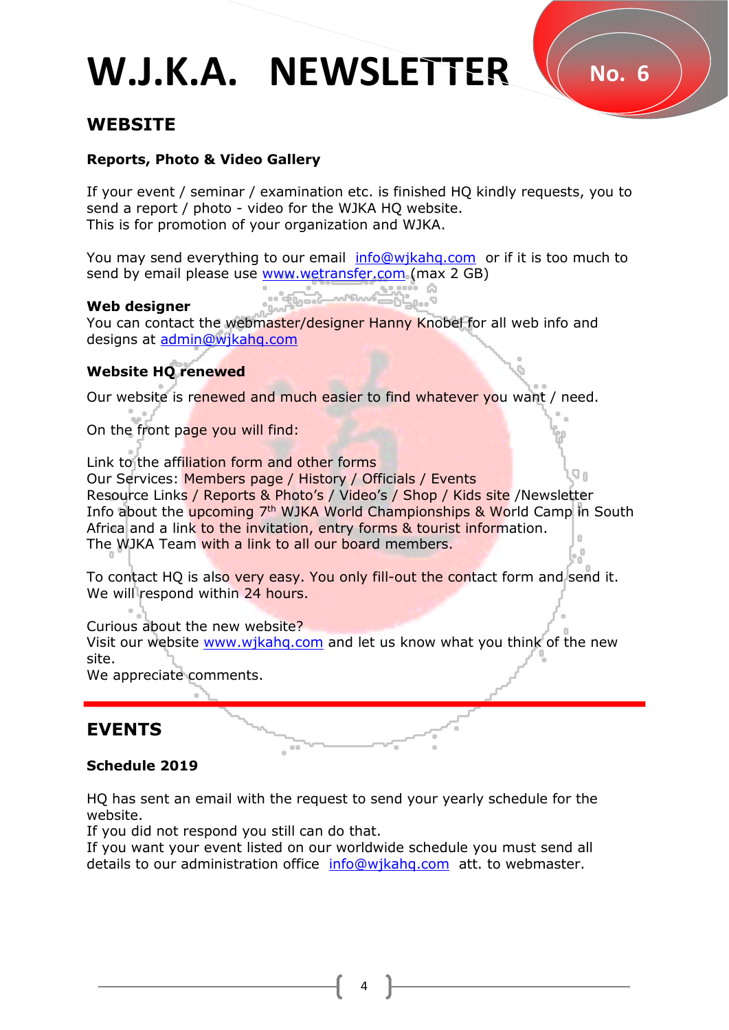# W.J.K.A. NEWSLETTER

No. 6

## WEBSITE

### Reports, Photo & Video Gallery

If your event / seminar / examination etc. is finished HQ kindly requests, you to send a report / photo - video for the WJKA HQ website.
This is for promotion of your organization and WJKA.

You may send everything to our email info@wjkahq.com or if it is too much to send by email please use www.wetransfer.com (max 2 GB)

**Web designer**
You can contact the webmaster/designer Hanny Knobel for all web info and designs at admin@wjkahq.com

### Website HQ renewed

Our website is renewed and much easier to find whatever you want / need.

On the front page you will find:

Link to the affiliation form and other forms
Our Services: Members page / History / Officials / Events
Resource Links / Reports & Photo's / Video's / Shop / Kids site /Newsletter
Info about the upcoming 7th WJKA World Championships & World Camp in South Africa and a link to the invitation, entry forms & tourist information.
The WJKA Team with a link to all our board members.

To contact HQ is also very easy. You only fill-out the contact form and send it. We will respond within 24 hours.

Curious about the new website?
Visit our website www.wjkahq.com and let us know what you think of the new site.
We appreciate comments.

## EVENTS

### Schedule 2019

HQ has sent an email with the request to send your yearly schedule for the website.
If you did not respond you still can do that.
If you want your event listed on our worldwide schedule you must send all details to our administration office info@wjkahq.com att. to webmaster.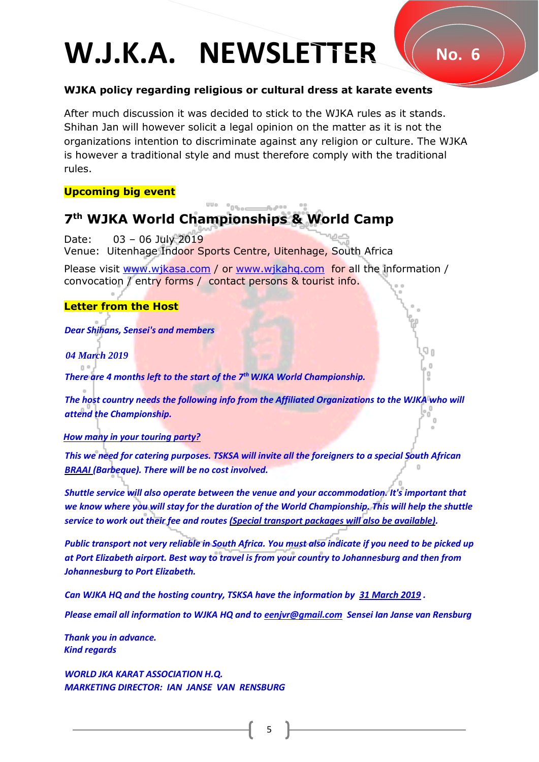# W.J.K.A. NEWSLETTER

No. 6

**WJKA policy regarding religious or cultural dress at karate events**

After much discussion it was decided to stick to the WJKA rules as it stands. Shihan Jan will however solicit a legal opinion on the matter as it is not the organizations intention to discriminate against any religion or culture. The WJKA is however a traditional style and must therefore comply with the traditional rules.

**Upcoming big event**

## 7th WJKA World Championships & World Camp

Date: 03 – 06 July 2019
Venue: Uitenhage Indoor Sports Centre, Uitenhage, South Africa

Please visit www.wjkasa.com / or www.wjkahq.com for all the information / convocation / entry forms / contact persons & tourist info.

**Letter from the Host**

***Dear Shihans, Sensei's and members***

***04 March 2019***

***There are 4 months left to the start of the 7th WJKA World Championship.***

***The host country needs the following info from the Affiliated Organizations to the WJKA who will attend the Championship.***

***How many in your touring party?***

***This we need for catering purposes. TSKSA will invite all the foreigners to a special South African BRAAI (Barbeque). There will be no cost involved.***

***Shuttle service will also operate between the venue and your accommodation. It's important that we know where you will stay for the duration of the World Championship. This will help the shuttle service to work out their fee and routes (Special transport packages will also be available).***

***Public transport not very reliable in South Africa. You must also indicate if you need to be picked up at Port Elizabeth airport. Best way to travel is from your country to Johannesburg and then from Johannesburg to Port Elizabeth.***

***Can WJKA HQ and the hosting country, TSKSA have the information by 31 March 2019.***

***Please email all information to WJKA HQ and to eenjvr@gmail.com Sensei Ian Janse van Rensburg***

***Thank you in advance.***
***Kind regards***

***WORLD JKA KARAT ASSOCIATION H.Q.***
***MARKETING DIRECTOR: IAN JANSE VAN RENSBURG***